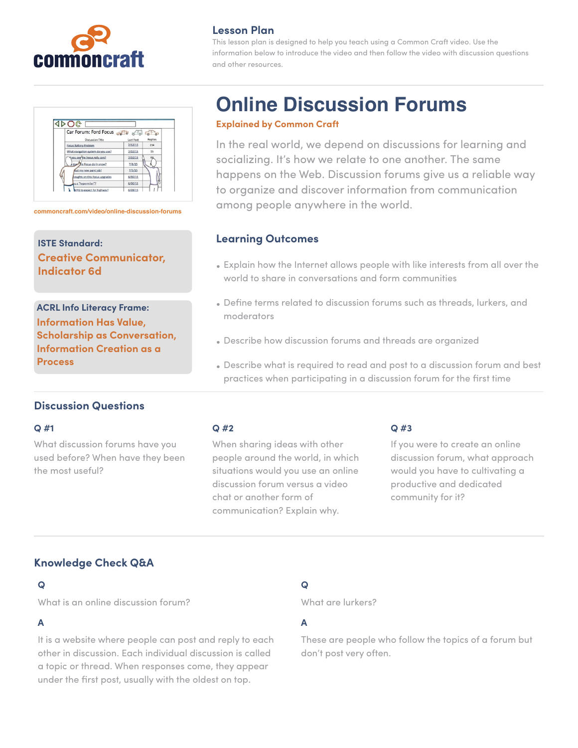commoncraft

## Lesson Plan

This lesson plan is designed to help you teach using a Common Craft video. Use the information below to introduce the video and then follow the video with discussion questions and other resources.

# Online Discussion Forums

**Explained by Common Craft**

In the real world, we depend on discussions for learning and socializing. It's how we relate to one another. The same happens on the Web. Discussion forums give us a reliable way to organize and discover information from communication among people anywhere in the world.

commoncraft.com/video/online-discussion-forums

**ISTE Standard:**
**Creative Communicator, Indicator 6d**

**ACRL Info Literacy Frame:**
**Information Has Value, Scholarship as Conversation, Information Creation as a Process**

### Learning Outcomes

- Explain how the Internet allows people with like interests from all over the world to share in conversations and form communities
- Define terms related to discussion forums such as threads, lurkers, and moderators
- Describe how discussion forums and threads are organized
- Describe what is required to read and post to a discussion forum and best practices when participating in a discussion forum for the first time

## Discussion Questions

**Q #1**

What discussion forums have you used before? When have they been the most useful?

**Q #2**

When sharing ideas with other people around the world, in which situations would you use an online discussion forum versus a video chat or another form of communication? Explain why.

**Q #3**

If you were to create an online discussion forum, what approach would you have to cultivating a productive and dedicated community for it?

## Knowledge Check Q&A

**Q**

What is an online discussion forum?

**A**

It is a website where people can post and reply to each other in discussion. Each individual discussion is called a topic or thread. When responses come, they appear under the first post, usually with the oldest on top.

**Q**

What are lurkers?

**A**

These are people who follow the topics of a forum but don't post very often.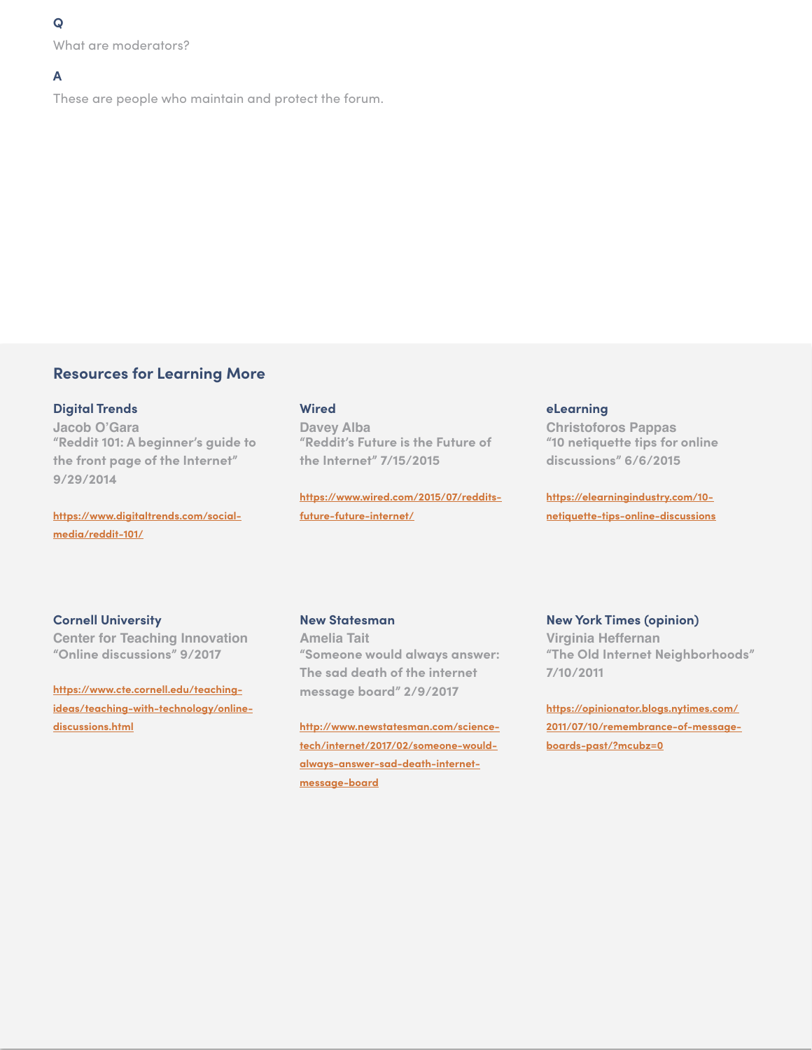**Q**

What are moderators?

**A**

These are people who maintain and protect the forum.

## Resources for Learning More

### Digital Trends

Jacob O'Gara
"Reddit 101: A beginner's guide to the front page of the Internet" 9/29/2014

https://www.digitaltrends.com/social-media/reddit-101/

### Wired

Davey Alba
"Reddit's Future is the Future of the Internet" 7/15/2015

https://www.wired.com/2015/07/reddits-future-future-internet/

### eLearning

Christoforos Pappas
"10 netiquette tips for online discussions" 6/6/2015

https://elearningindustry.com/10-netiquette-tips-online-discussions

### Cornell University

Center for Teaching Innovation
"Online discussions" 9/2017

https://www.cte.cornell.edu/teaching-ideas/teaching-with-technology/online-discussions.html

### New Statesman

Amelia Tait
"Someone would always answer: The sad death of the internet message board" 2/9/2017

http://www.newstatesman.com/science-tech/internet/2017/02/someone-would-always-answer-sad-death-internet-message-board

### New York Times (opinion)

Virginia Heffernan
"The Old Internet Neighborhoods" 7/10/2011

https://opinionator.blogs.nytimes.com/2011/07/10/remembrance-of-message-boards-past/?mcubz=0